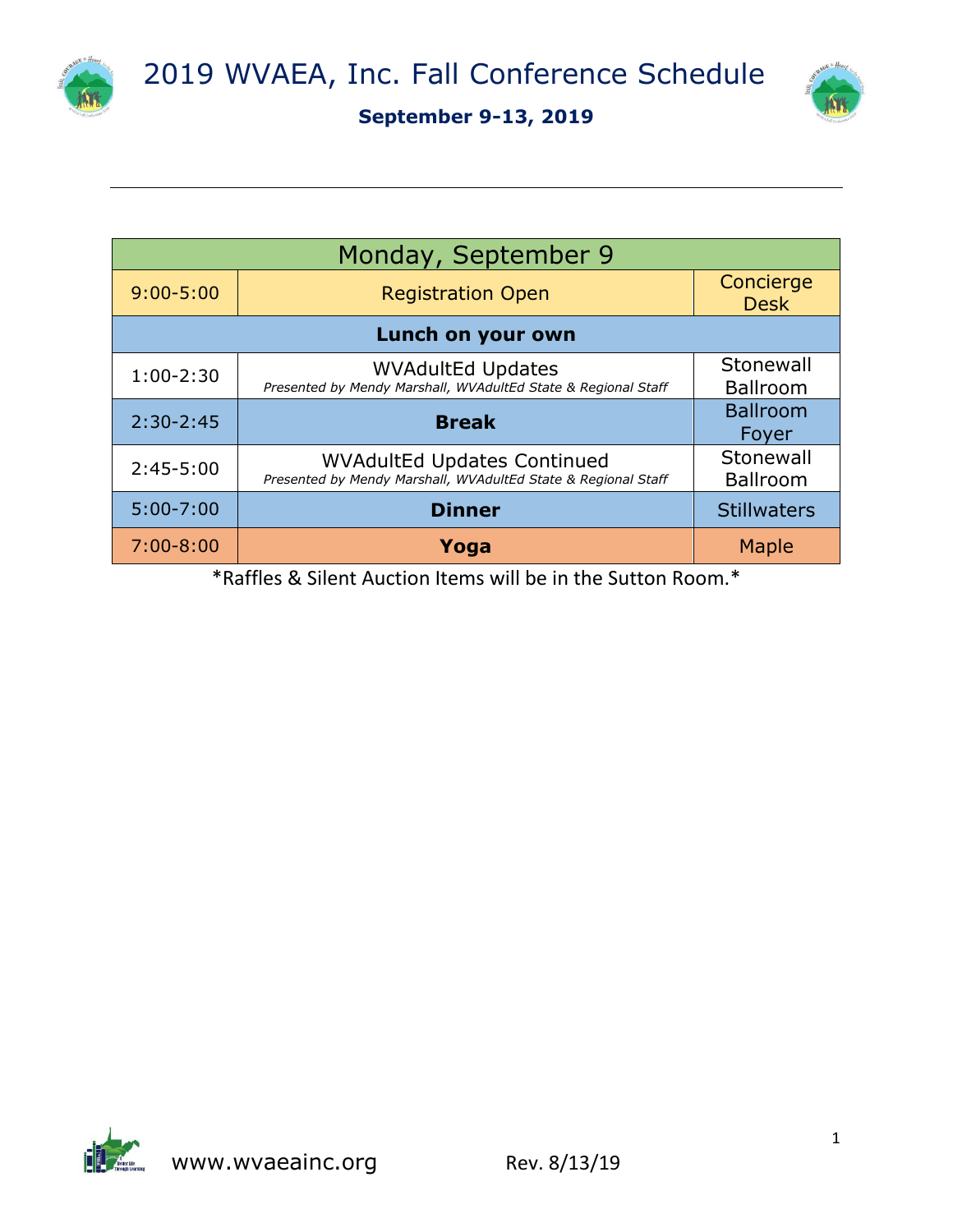# 2019 WVAEA, Inc. Fall Conference Schedule

**September 9-13, 2019**

| Monday, September 9 | | |
|---|---|---|
| 9:00-5:00 | Registration Open | Concierge Desk |
| | **Lunch on your own** | |
| 1:00-2:30 | WVAdultEd Updates<br>*Presented by Mendy Marshall, WVAdultEd State & Regional Staff* | Stonewall Ballroom |
| 2:30-2:45 | **Break** | Ballroom Foyer |
| 2:45-5:00 | WVAdultEd Updates Continued<br>*Presented by Mendy Marshall, WVAdultEd State & Regional Staff* | Stonewall Ballroom |
| 5:00-7:00 | **Dinner** | Stillwaters |
| 7:00-8:00 | **Yoga** | Maple |

*Raffles & Silent Auction Items will be in the Sutton Room.*

www.wvaeainc.org Rev. 8/13/19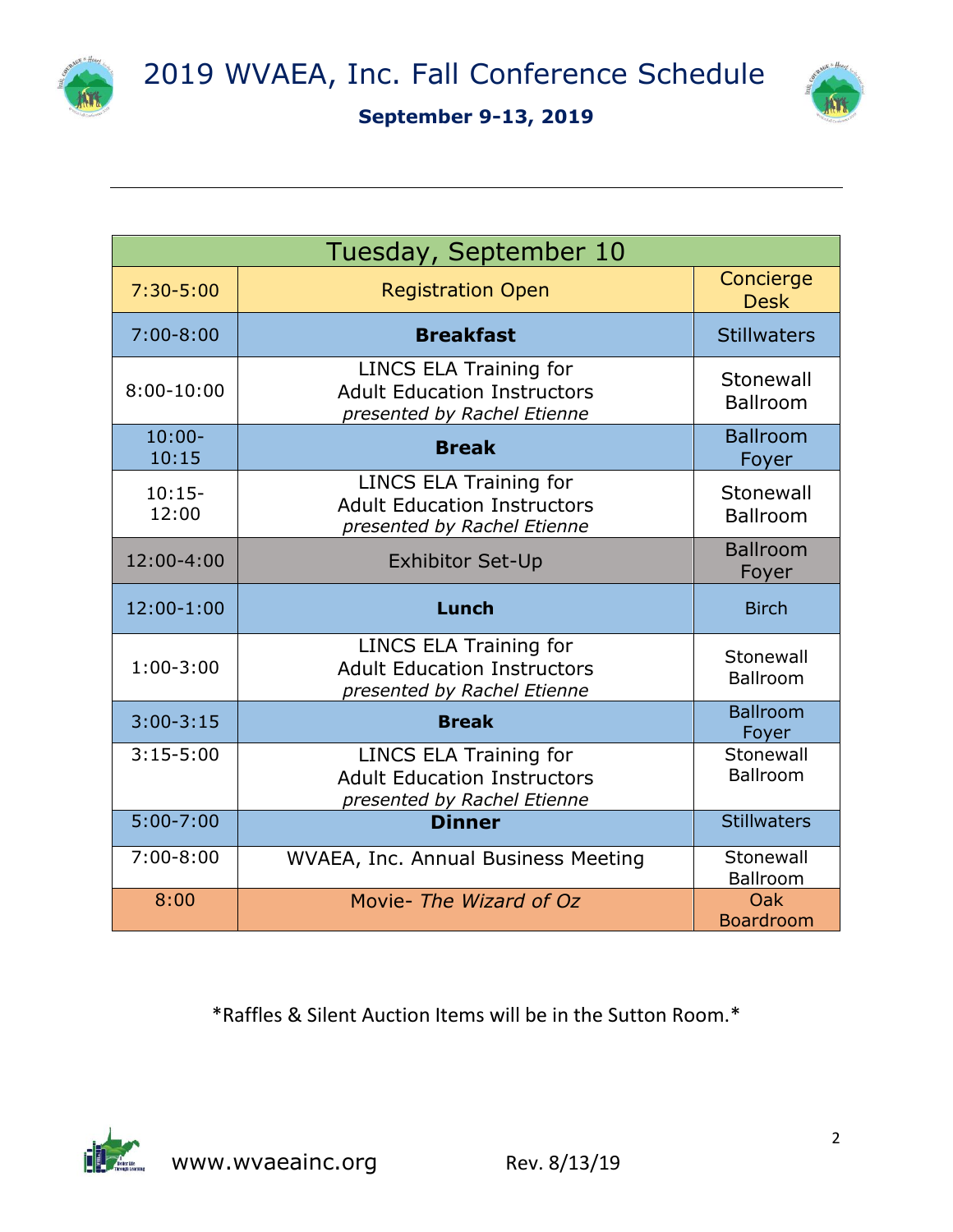# 2019 WVAEA, Inc. Fall Conference Schedule

**September 9-13, 2019**

| Tuesday, September 10 | | |
|---|---|---|
| 7:30-5:00 | Registration Open | Concierge Desk |
| 7:00-8:00 | **Breakfast** | Stillwaters |
| 8:00-10:00 | LINCS ELA Training for Adult Education Instructors *presented by Rachel Etienne* | Stonewall Ballroom |
| 10:00-10:15 | **Break** | Ballroom Foyer |
| 10:15-12:00 | LINCS ELA Training for Adult Education Instructors *presented by Rachel Etienne* | Stonewall Ballroom |
| 12:00-4:00 | Exhibitor Set-Up | Ballroom Foyer |
| 12:00-1:00 | **Lunch** | Birch |
| 1:00-3:00 | LINCS ELA Training for Adult Education Instructors *presented by Rachel Etienne* | Stonewall Ballroom |
| 3:00-3:15 | **Break** | Ballroom Foyer |
| 3:15-5:00 | LINCS ELA Training for Adult Education Instructors *presented by Rachel Etienne* | Stonewall Ballroom |
| 5:00-7:00 | **Dinner** | Stillwaters |
| 7:00-8:00 | WVAEA, Inc. Annual Business Meeting | Stonewall Ballroom |
| 8:00 | Movie- *The Wizard of Oz* | Oak Boardroom |

*Raffles & Silent Auction Items will be in the Sutton Room.*

www.wvaeainc.org Rev. 8/13/19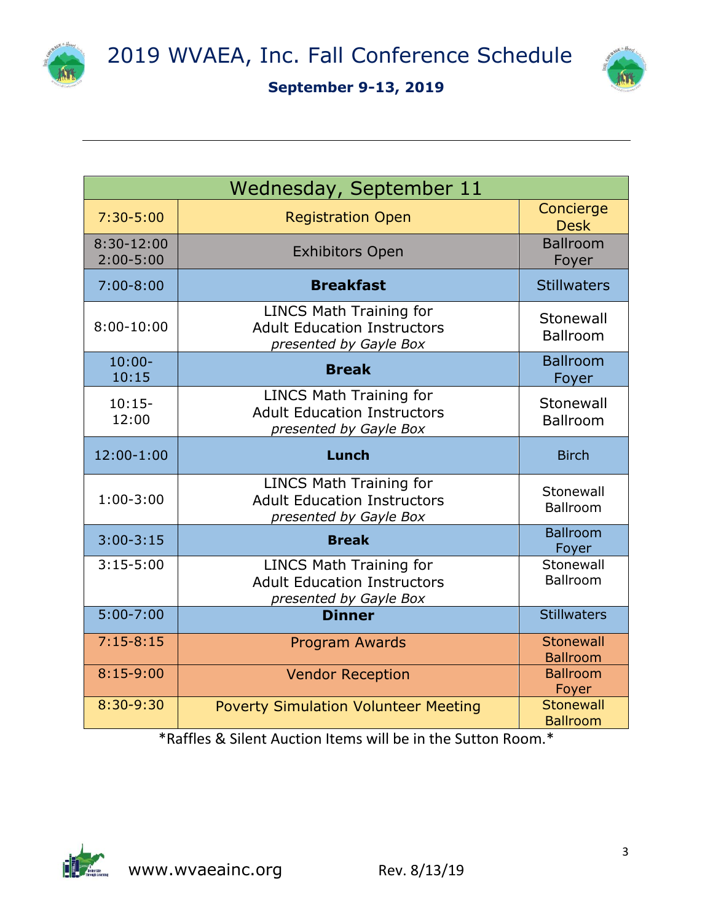# 2019 WVAEA, Inc. Fall Conference Schedule

**September 9-13, 2019**

| Wednesday, September 11 | | |
|---|---|---|
| 7:30-5:00 | Registration Open | Concierge Desk |
| 8:30-12:00<br>2:00-5:00 | Exhibitors Open | Ballroom Foyer |
| 7:00-8:00 | **Breakfast** | Stillwaters |
| 8:00-10:00 | LINCS Math Training for Adult Education Instructors *presented by Gayle Box* | Stonewall Ballroom |
| 10:00-10:15 | **Break** | Ballroom Foyer |
| 10:15-12:00 | LINCS Math Training for Adult Education Instructors *presented by Gayle Box* | Stonewall Ballroom |
| 12:00-1:00 | **Lunch** | Birch |
| 1:00-3:00 | LINCS Math Training for Adult Education Instructors *presented by Gayle Box* | Stonewall Ballroom |
| 3:00-3:15 | **Break** | Ballroom Foyer |
| 3:15-5:00 | LINCS Math Training for Adult Education Instructors *presented by Gayle Box* | Stonewall Ballroom |
| 5:00-7:00 | **Dinner** | Stillwaters |
| 7:15-8:15 | Program Awards | Stonewall Ballroom |
| 8:15-9:00 | Vendor Reception | Ballroom Foyer |
| 8:30-9:30 | Poverty Simulation Volunteer Meeting | Stonewall Ballroom |

*Raffles & Silent Auction Items will be in the Sutton Room.*

www.wvaeainc.org Rev. 8/13/19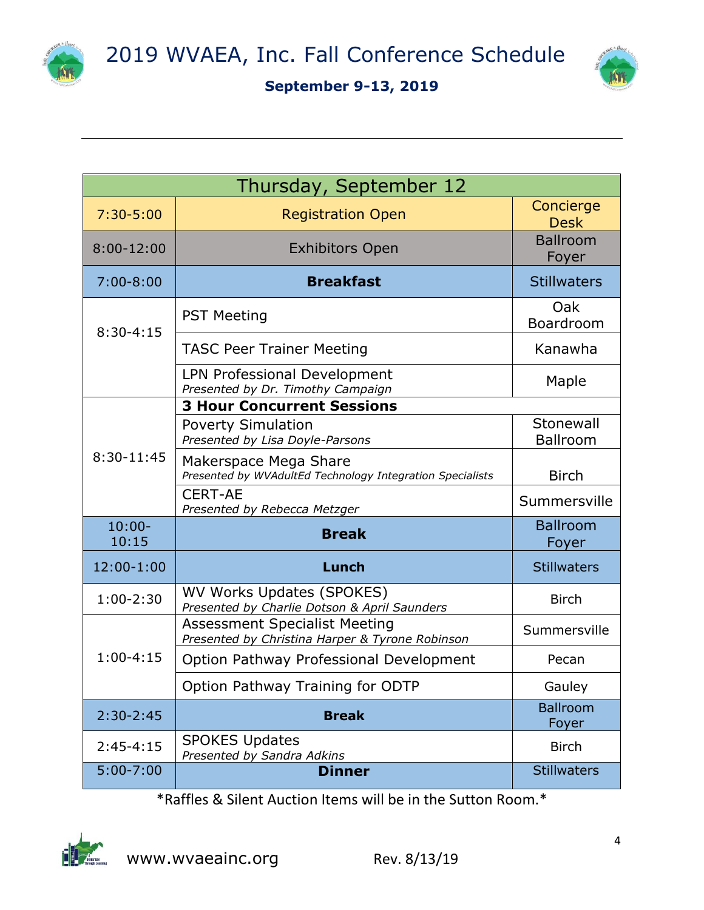# 2019 WVAEA, Inc. Fall Conference Schedule

**September 9-13, 2019**

| Thursday, September 12 | | |
|---|---|---|
| 7:30-5:00 | Registration Open | Concierge Desk |
| 8:00-12:00 | Exhibitors Open | Ballroom Foyer |
| 7:00-8:00 | **Breakfast** | Stillwaters |
| 8:30-4:15 | PST Meeting | Oak Boardroom |
| | TASC Peer Trainer Meeting | Kanawha |
| | LPN Professional Development *Presented by Dr. Timothy Campaign* | Maple |
| 8:30-11:45 | **3 Hour Concurrent Sessions** | |
| | Poverty Simulation *Presented by Lisa Doyle-Parsons* | Stonewall Ballroom |
| | Makerspace Mega Share *Presented by WVAdultEd Technology Integration Specialists* | Birch |
| | CERT-AE *Presented by Rebecca Metzger* | Summersville |
| 10:00-10:15 | **Break** | Ballroom Foyer |
| 12:00-1:00 | **Lunch** | Stillwaters |
| 1:00-2:30 | WV Works Updates (SPOKES) *Presented by Charlie Dotson & April Saunders* | Birch |
| 1:00-4:15 | Assessment Specialist Meeting *Presented by Christina Harper & Tyrone Robinson* | Summersville |
| | Option Pathway Professional Development | Pecan |
| | Option Pathway Training for ODTP | Gauley |
| 2:30-2:45 | **Break** | Ballroom Foyer |
| 2:45-4:15 | SPOKES Updates *Presented by Sandra Adkins* | Birch |
| 5:00-7:00 | **Dinner** | Stillwaters |

*Raffles & Silent Auction Items will be in the Sutton Room.*

www.wvaeainc.org Rev. 8/13/19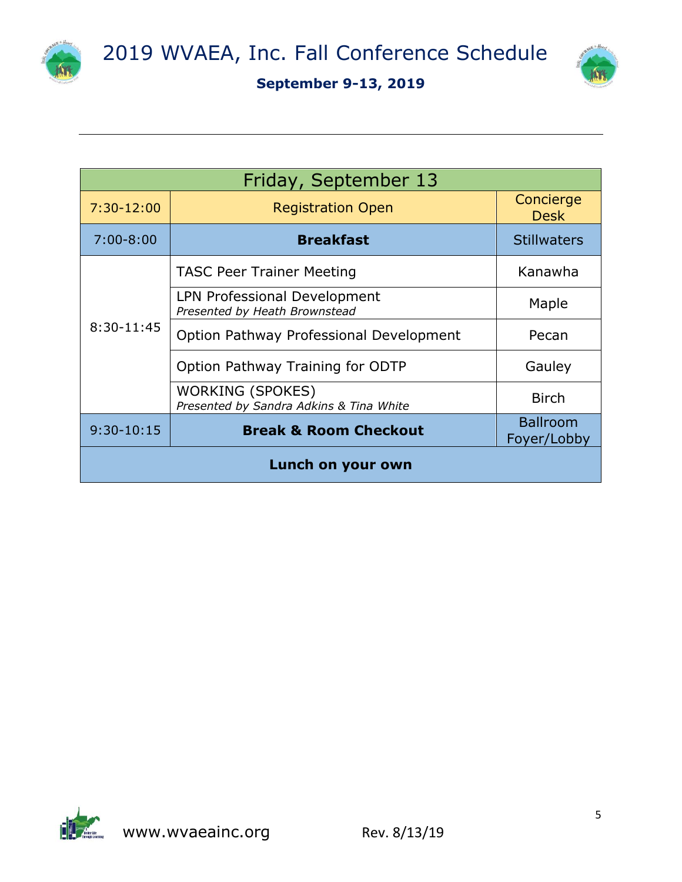# 2019 WVAEA, Inc. Fall Conference Schedule

**September 9-13, 2019**

| Friday, September 13 | | |
| --- | --- | --- |
| 7:30-12:00 | Registration Open | Concierge Desk |
| 7:00-8:00 | **Breakfast** | Stillwaters |
| 8:30-11:45 | TASC Peer Trainer Meeting | Kanawha |
| | LPN Professional Development *Presented by Heath Brownstead* | Maple |
| | Option Pathway Professional Development | Pecan |
| | Option Pathway Training for ODTP | Gauley |
| | WORKING (SPOKES) *Presented by Sandra Adkins & Tina White* | Birch |
| 9:30-10:15 | **Break & Room Checkout** | Ballroom Foyer/Lobby |
| **Lunch on your own** | | |

www.wvaeainc.org

Rev. 8/13/19